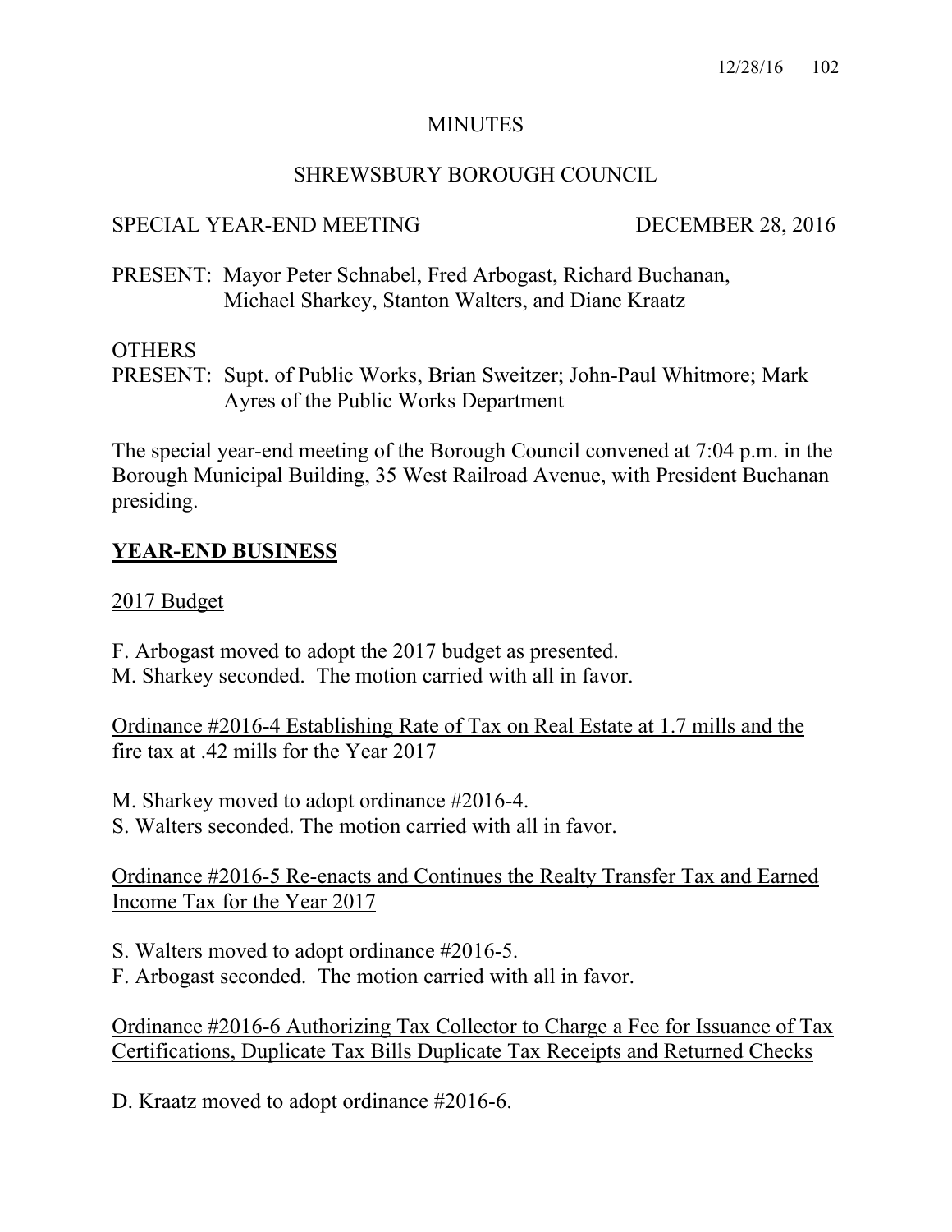# MINUTES

## SHREWSBURY BOROUGH COUNCIL

SPECIAL YEAR-END MEETING DECEMBER 28, 2016

PRESENT: Mayor Peter Schnabel, Fred Arbogast, Richard Buchanan, Michael Sharkey, Stanton Walters, and Diane Kraatz

OTHERS
PRESENT: Supt. of Public Works, Brian Sweitzer; John-Paul Whitmore; Mark Ayres of the Public Works Department

The special year-end meeting of the Borough Council convened at 7:04 p.m. in the Borough Municipal Building, 35 West Railroad Avenue, with President Buchanan presiding.

## YEAR-END BUSINESS

2017 Budget

F. Arbogast moved to adopt the 2017 budget as presented.
M. Sharkey seconded. The motion carried with all in favor.

Ordinance #2016-4 Establishing Rate of Tax on Real Estate at 1.7 mills and the fire tax at .42 mills for the Year 2017

M. Sharkey moved to adopt ordinance #2016-4.
S. Walters seconded. The motion carried with all in favor.

Ordinance #2016-5 Re-enacts and Continues the Realty Transfer Tax and Earned Income Tax for the Year 2017

S. Walters moved to adopt ordinance #2016-5.
F. Arbogast seconded. The motion carried with all in favor.

Ordinance #2016-6 Authorizing Tax Collector to Charge a Fee for Issuance of Tax Certifications, Duplicate Tax Bills Duplicate Tax Receipts and Returned Checks

D. Kraatz moved to adopt ordinance #2016-6.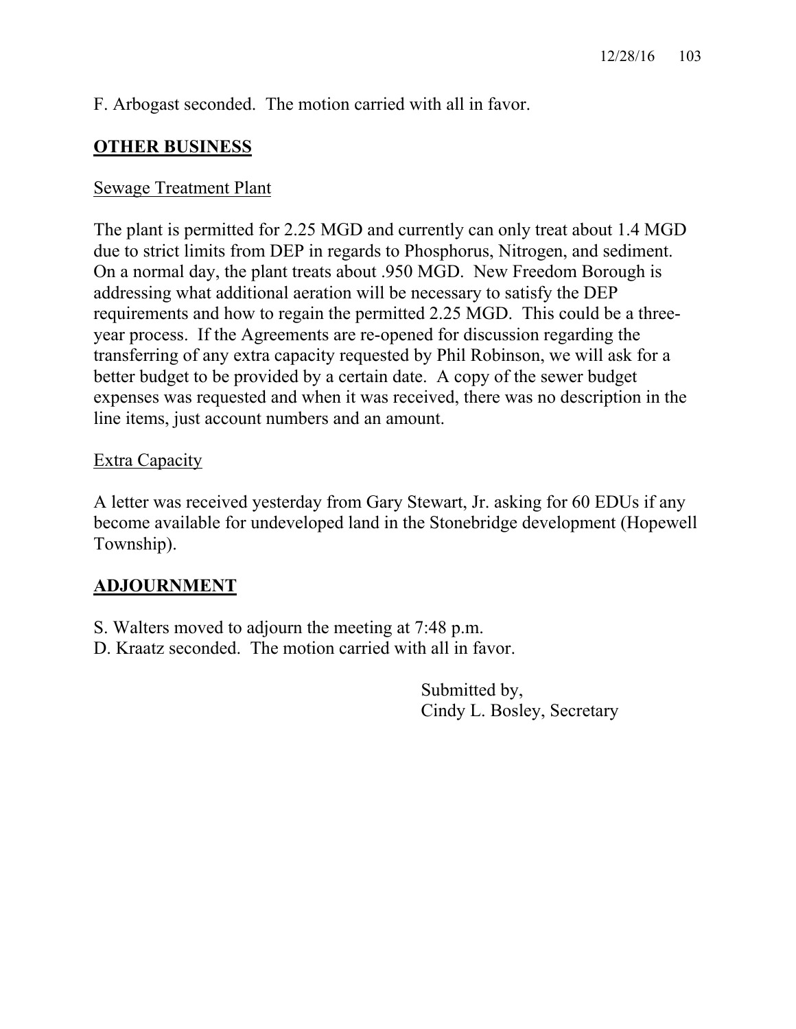F. Arbogast seconded. The motion carried with all in favor.

## **OTHER BUSINESS**

Sewage Treatment Plant

The plant is permitted for 2.25 MGD and currently can only treat about 1.4 MGD due to strict limits from DEP in regards to Phosphorus, Nitrogen, and sediment. On a normal day, the plant treats about .950 MGD. New Freedom Borough is addressing what additional aeration will be necessary to satisfy the DEP requirements and how to regain the permitted 2.25 MGD. This could be a three-year process. If the Agreements are re-opened for discussion regarding the transferring of any extra capacity requested by Phil Robinson, we will ask for a better budget to be provided by a certain date. A copy of the sewer budget expenses was requested and when it was received, there was no description in the line items, just account numbers and an amount.

Extra Capacity

A letter was received yesterday from Gary Stewart, Jr. asking for 60 EDUs if any become available for undeveloped land in the Stonebridge development (Hopewell Township).

## **ADJOURNMENT**

S. Walters moved to adjourn the meeting at 7:48 p.m.
D. Kraatz seconded. The motion carried with all in favor.

Submitted by,
Cindy L. Bosley, Secretary